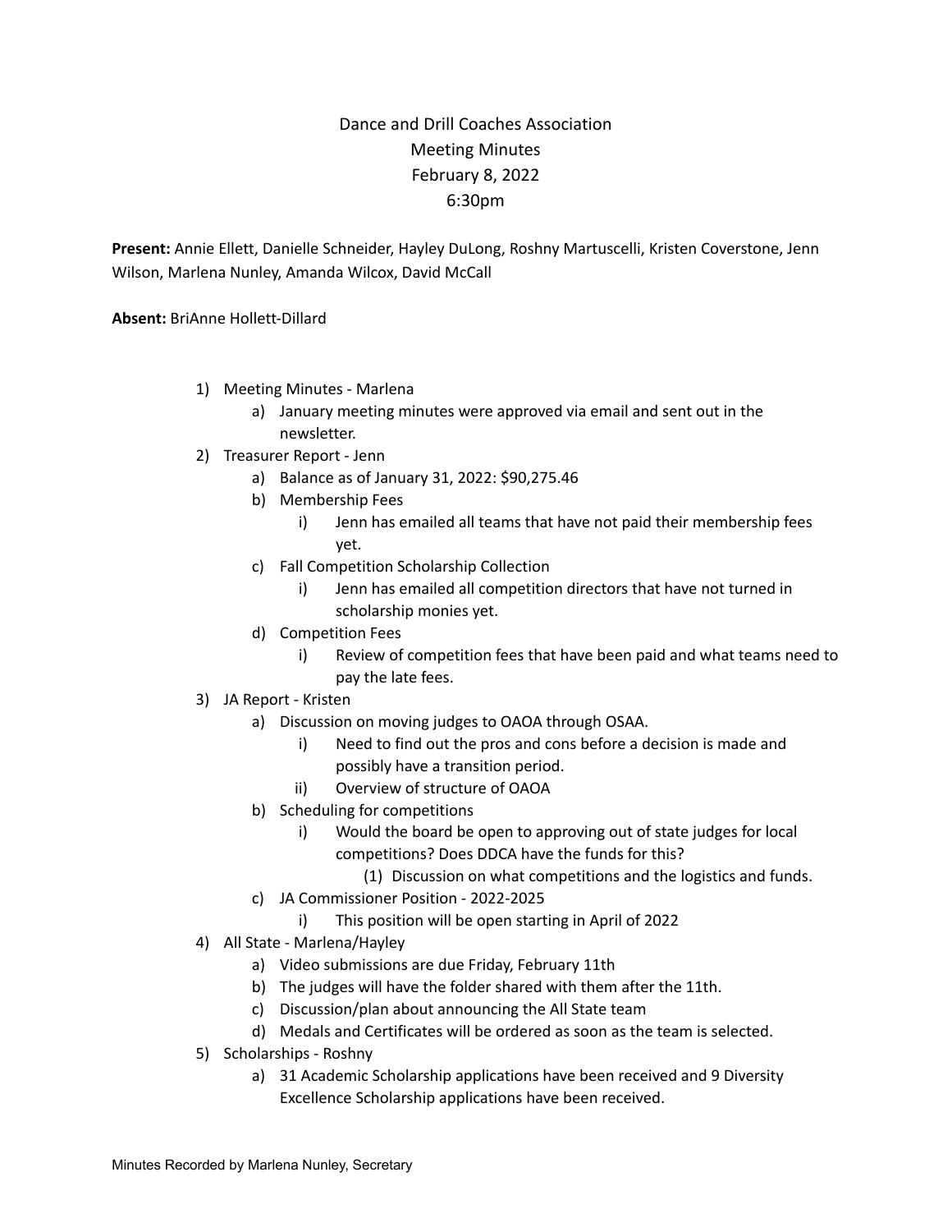# Dance and Drill Coaches Association
## Meeting Minutes
## February 8, 2022
## 6:30pm

**Present:** Annie Ellett, Danielle Schneider, Hayley DuLong, Roshny Martuscelli, Kristen Coverstone, Jenn Wilson, Marlena Nunley, Amanda Wilcox, David McCall

**Absent:** BriAnne Hollett-Dillard

1) Meeting Minutes - Marlena
    a) January meeting minutes were approved via email and sent out in the newsletter.
2) Treasurer Report - Jenn
    a) Balance as of January 31, 2022: $90,275.46
    b) Membership Fees
        i) Jenn has emailed all teams that have not paid their membership fees yet.
    c) Fall Competition Scholarship Collection
        i) Jenn has emailed all competition directors that have not turned in scholarship monies yet.
    d) Competition Fees
        i) Review of competition fees that have been paid and what teams need to pay the late fees.
3) JA Report - Kristen
    a) Discussion on moving judges to OAOA through OSAA.
        i) Need to find out the pros and cons before a decision is made and possibly have a transition period.
        ii) Overview of structure of OAOA
    b) Scheduling for competitions
        i) Would the board be open to approving out of state judges for local competitions? Does DDCA have the funds for this?
            (1) Discussion on what competitions and the logistics and funds.
    c) JA Commissioner Position - 2022-2025
        i) This position will be open starting in April of 2022
4) All State - Marlena/Hayley
    a) Video submissions are due Friday, February 11th
    b) The judges will have the folder shared with them after the 11th.
    c) Discussion/plan about announcing the All State team
    d) Medals and Certificates will be ordered as soon as the team is selected.
5) Scholarships - Roshny
    a) 31 Academic Scholarship applications have been received and 9 Diversity Excellence Scholarship applications have been received.

Minutes Recorded by Marlena Nunley, Secretary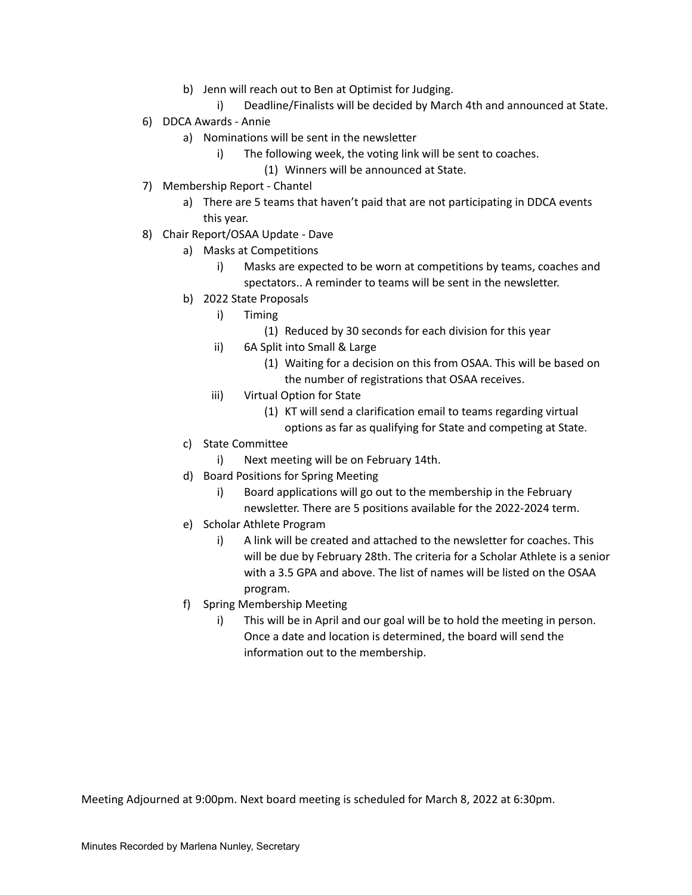b) Jenn will reach out to Ben at Optimist for Judging.
      i) Deadline/Finalists will be decided by March 4th and announced at State.

6) DDCA Awards - Annie
   a) Nominations will be sent in the newsletter
      i) The following week, the voting link will be sent to coaches.
         (1) Winners will be announced at State.

7) Membership Report - Chantel
   a) There are 5 teams that haven't paid that are not participating in DDCA events this year.

8) Chair Report/OSAA Update - Dave
   a) Masks at Competitions
      i) Masks are expected to be worn at competitions by teams, coaches and spectators.. A reminder to teams will be sent in the newsletter.
   b) 2022 State Proposals
      i) Timing
         (1) Reduced by 30 seconds for each division for this year
      ii) 6A Split into Small & Large
         (1) Waiting for a decision on this from OSAA. This will be based on the number of registrations that OSAA receives.
      iii) Virtual Option for State
         (1) KT will send a clarification email to teams regarding virtual options as far as qualifying for State and competing at State.
   c) State Committee
      i) Next meeting will be on February 14th.
   d) Board Positions for Spring Meeting
      i) Board applications will go out to the membership in the February newsletter. There are 5 positions available for the 2022-2024 term.
   e) Scholar Athlete Program
      i) A link will be created and attached to the newsletter for coaches. This will be due by February 28th. The criteria for a Scholar Athlete is a senior with a 3.5 GPA and above. The list of names will be listed on the OSAA program.
   f) Spring Membership Meeting
      i) This will be in April and our goal will be to hold the meeting in person. Once a date and location is determined, the board will send the information out to the membership.

Meeting Adjourned at 9:00pm. Next board meeting is scheduled for March 8, 2022 at 6:30pm.

Minutes Recorded by Marlena Nunley, Secretary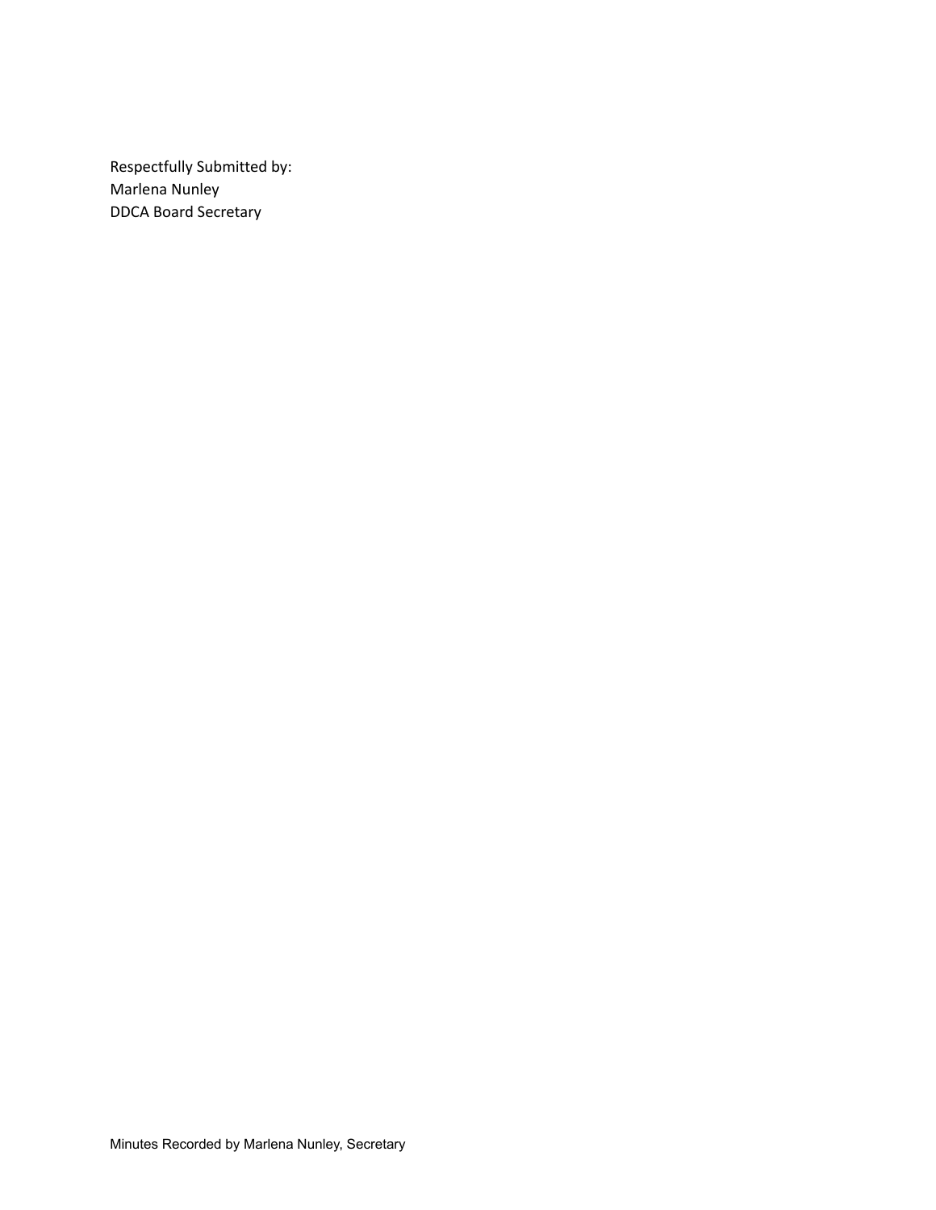Respectfully Submitted by:
Marlena Nunley
DDCA Board Secretary